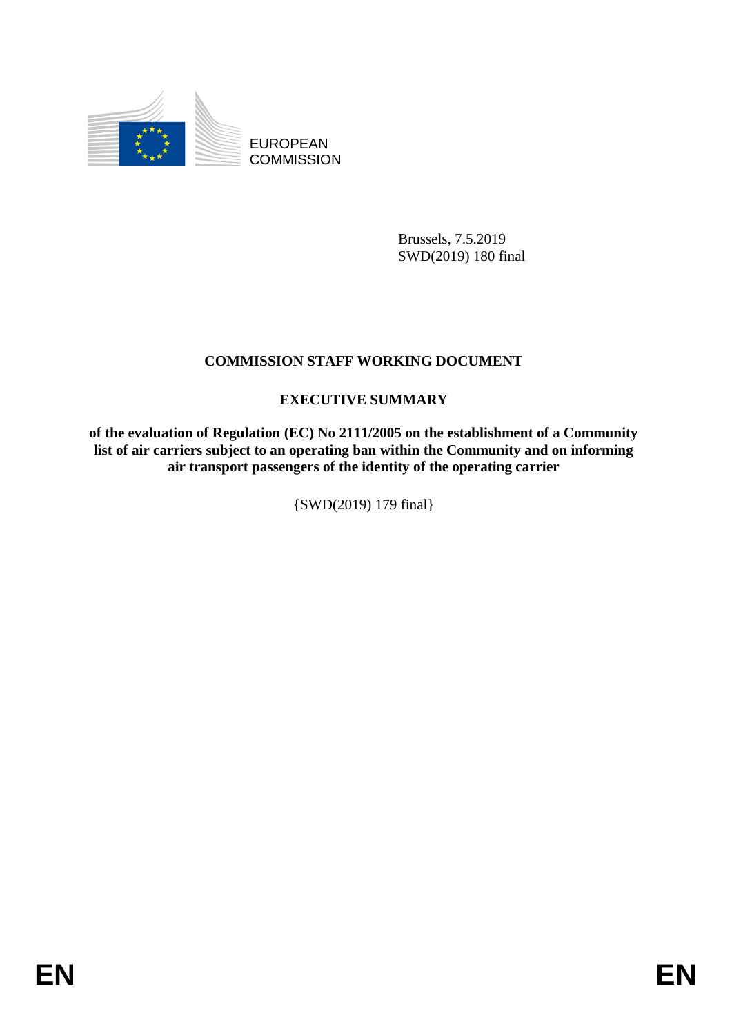EUROPEAN COMMISSION

Brussels, 7.5.2019
SWD(2019) 180 final

# COMMISSION STAFF WORKING DOCUMENT

## EXECUTIVE SUMMARY

**of the evaluation of Regulation (EC) No 2111/2005 on the establishment of a Community list of air carriers subject to an operating ban within the Community and on informing air transport passengers of the identity of the operating carrier**

{SWD(2019) 179 final}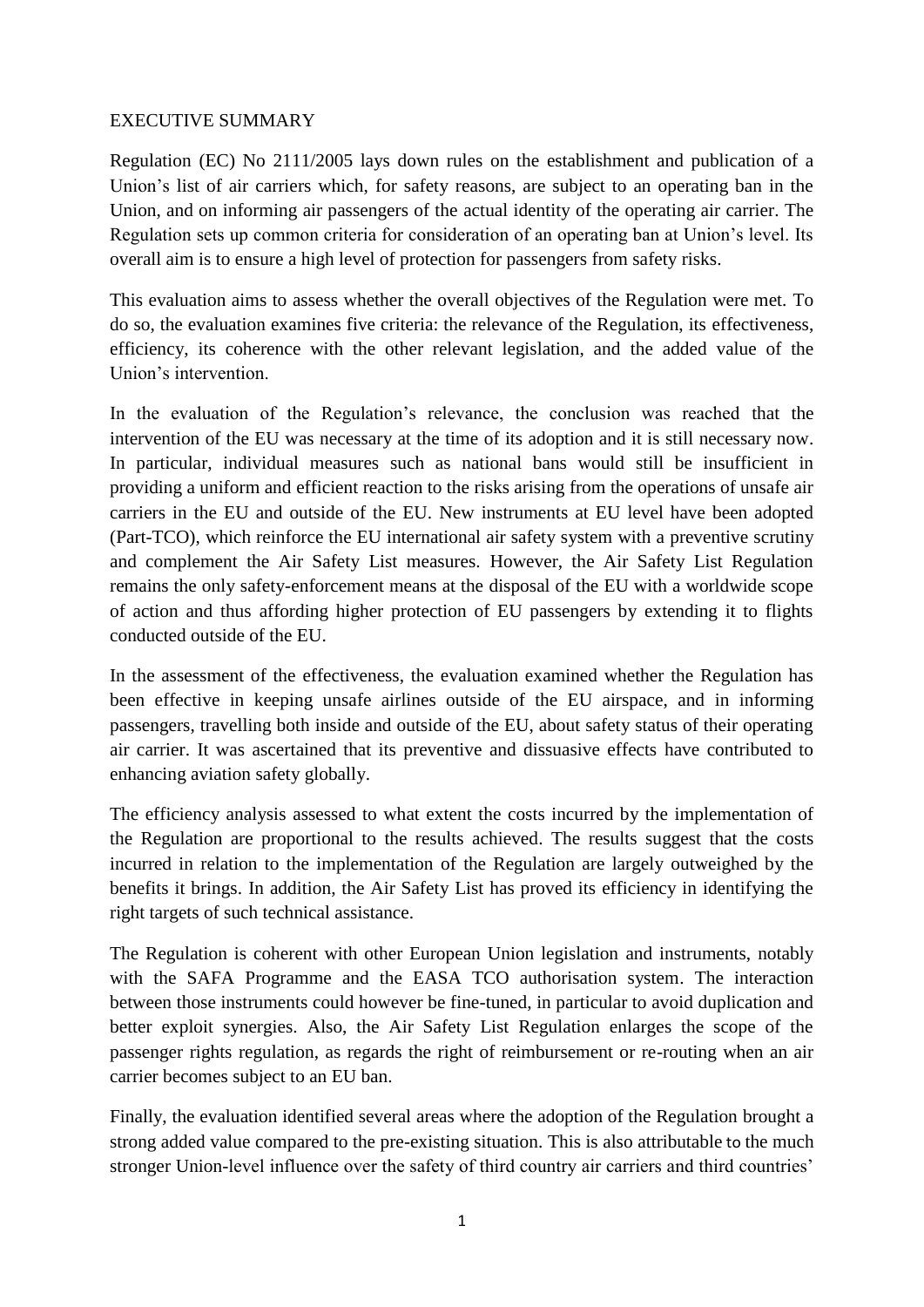EXECUTIVE SUMMARY

Regulation (EC) No 2111/2005 lays down rules on the establishment and publication of a Union's list of air carriers which, for safety reasons, are subject to an operating ban in the Union, and on informing air passengers of the actual identity of the operating air carrier. The Regulation sets up common criteria for consideration of an operating ban at Union's level. Its overall aim is to ensure a high level of protection for passengers from safety risks.

This evaluation aims to assess whether the overall objectives of the Regulation were met. To do so, the evaluation examines five criteria: the relevance of the Regulation, its effectiveness, efficiency, its coherence with the other relevant legislation, and the added value of the Union's intervention.

In the evaluation of the Regulation's relevance, the conclusion was reached that the intervention of the EU was necessary at the time of its adoption and it is still necessary now. In particular, individual measures such as national bans would still be insufficient in providing a uniform and efficient reaction to the risks arising from the operations of unsafe air carriers in the EU and outside of the EU. New instruments at EU level have been adopted (Part-TCO), which reinforce the EU international air safety system with a preventive scrutiny and complement the Air Safety List measures. However, the Air Safety List Regulation remains the only safety-enforcement means at the disposal of the EU with a worldwide scope of action and thus affording higher protection of EU passengers by extending it to flights conducted outside of the EU.

In the assessment of the effectiveness, the evaluation examined whether the Regulation has been effective in keeping unsafe airlines outside of the EU airspace, and in informing passengers, travelling both inside and outside of the EU, about safety status of their operating air carrier. It was ascertained that its preventive and dissuasive effects have contributed to enhancing aviation safety globally.

The efficiency analysis assessed to what extent the costs incurred by the implementation of the Regulation are proportional to the results achieved. The results suggest that the costs incurred in relation to the implementation of the Regulation are largely outweighed by the benefits it brings. In addition, the Air Safety List has proved its efficiency in identifying the right targets of such technical assistance.

The Regulation is coherent with other European Union legislation and instruments, notably with the SAFA Programme and the EASA TCO authorisation system. The interaction between those instruments could however be fine-tuned, in particular to avoid duplication and better exploit synergies. Also, the Air Safety List Regulation enlarges the scope of the passenger rights regulation, as regards the right of reimbursement or re-routing when an air carrier becomes subject to an EU ban.

Finally, the evaluation identified several areas where the adoption of the Regulation brought a strong added value compared to the pre-existing situation. This is also attributable to the much stronger Union-level influence over the safety of third country air carriers and third countries'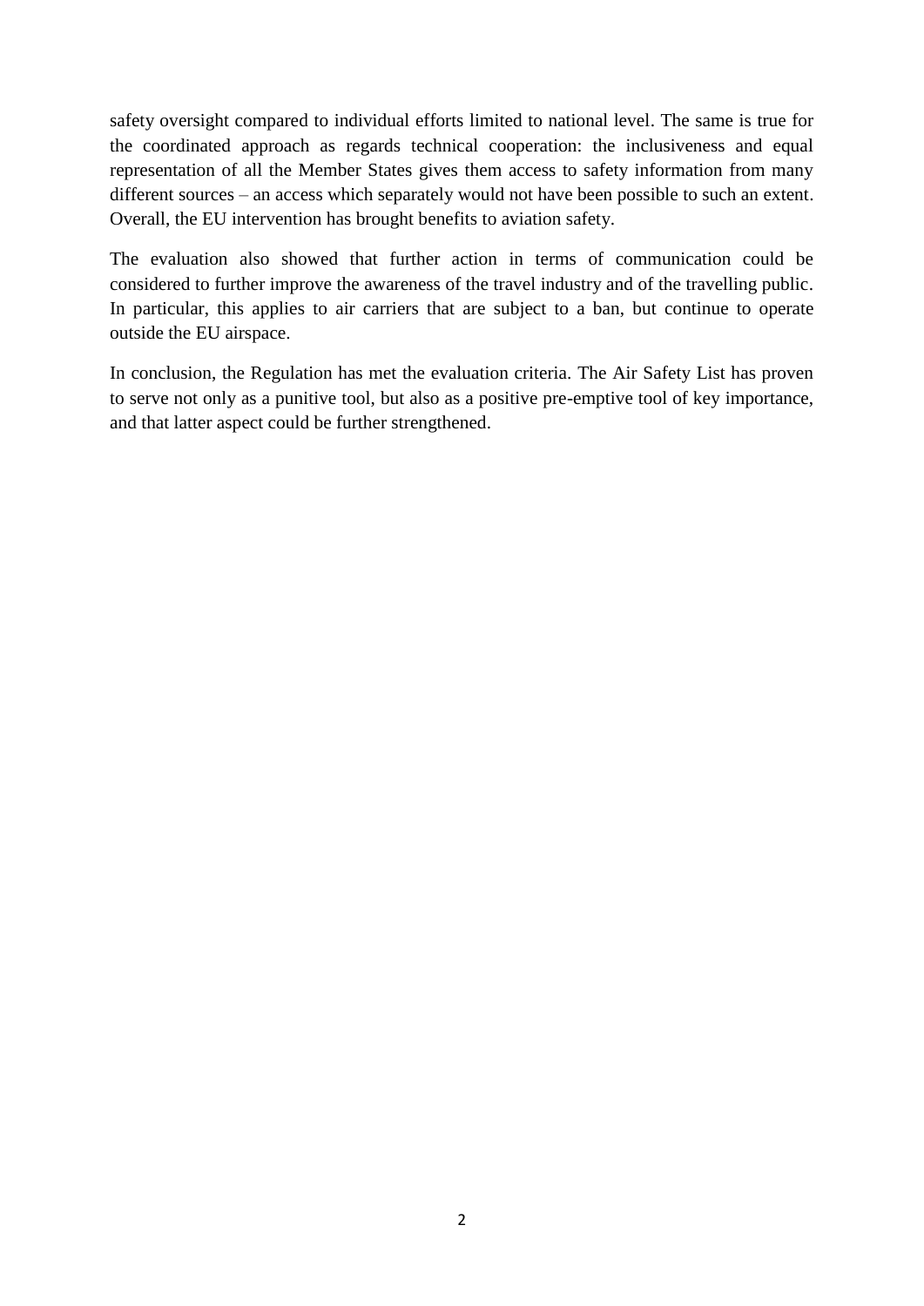safety oversight compared to individual efforts limited to national level. The same is true for the coordinated approach as regards technical cooperation: the inclusiveness and equal representation of all the Member States gives them access to safety information from many different sources – an access which separately would not have been possible to such an extent. Overall, the EU intervention has brought benefits to aviation safety.

The evaluation also showed that further action in terms of communication could be considered to further improve the awareness of the travel industry and of the travelling public. In particular, this applies to air carriers that are subject to a ban, but continue to operate outside the EU airspace.

In conclusion, the Regulation has met the evaluation criteria. The Air Safety List has proven to serve not only as a punitive tool, but also as a positive pre-emptive tool of key importance, and that latter aspect could be further strengthened.